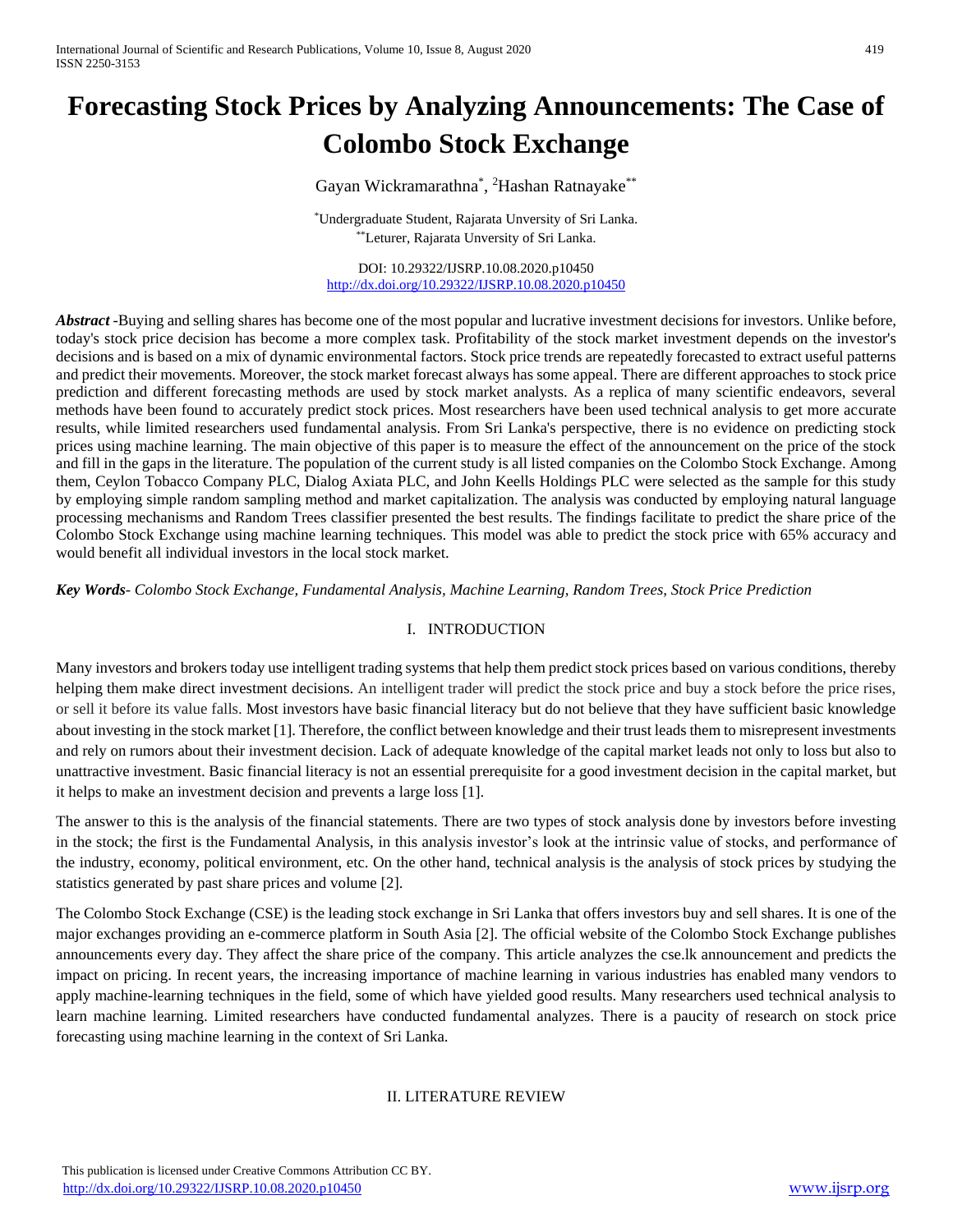# Forecasting Stock Prices by Analyzing Announcements: The Case of Colombo Stock Exchange

Gayan Wickramarathna[*], [2]Hashan Ratnayake[**]

[*]Undergraduate Student, Rajarata Unversity of Sri Lanka.
[**]Leturer, Rajarata Unversity of Sri Lanka.

DOI: 10.29322/IJSRP.10.08.2020.p10450
http://dx.doi.org/10.29322/IJSRP.10.08.2020.p10450

***Abstract*** -Buying and selling shares has become one of the most popular and lucrative investment decisions for investors. Unlike before, today's stock price decision has become a more complex task. Profitability of the stock market investment depends on the investor's decisions and is based on a mix of dynamic environmental factors. Stock price trends are repeatedly forecasted to extract useful patterns and predict their movements. Moreover, the stock market forecast always has some appeal. There are different approaches to stock price prediction and different forecasting methods are used by stock market analysts. As a replica of many scientific endeavors, several methods have been found to accurately predict stock prices. Most researchers have been used technical analysis to get more accurate results, while limited researchers used fundamental analysis. From Sri Lanka's perspective, there is no evidence on predicting stock prices using machine learning. The main objective of this paper is to measure the effect of the announcement on the price of the stock and fill in the gaps in the literature. The population of the current study is all listed companies on the Colombo Stock Exchange. Among them, Ceylon Tobacco Company PLC, Dialog Axiata PLC, and John Keells Holdings PLC were selected as the sample for this study by employing simple random sampling method and market capitalization. The analysis was conducted by employing natural language processing mechanisms and Random Trees classifier presented the best results. The findings facilitate to predict the share price of the Colombo Stock Exchange using machine learning techniques. This model was able to predict the stock price with 65% accuracy and would benefit all individual investors in the local stock market.

***Key Words***- *Colombo Stock Exchange, Fundamental Analysis, Machine Learning, Random Trees, Stock Price Prediction*

## I. INTRODUCTION

Many investors and brokers today use intelligent trading systems that help them predict stock prices based on various conditions, thereby helping them make direct investment decisions. An intelligent trader will predict the stock price and buy a stock before the price rises, or sell it before its value falls. Most investors have basic financial literacy but do not believe that they have sufficient basic knowledge about investing in the stock market [1]. Therefore, the conflict between knowledge and their trust leads them to misrepresent investments and rely on rumors about their investment decision. Lack of adequate knowledge of the capital market leads not only to loss but also to unattractive investment. Basic financial literacy is not an essential prerequisite for a good investment decision in the capital market, but it helps to make an investment decision and prevents a large loss [1].

The answer to this is the analysis of the financial statements. There are two types of stock analysis done by investors before investing in the stock; the first is the Fundamental Analysis, in this analysis investor's look at the intrinsic value of stocks, and performance of the industry, economy, political environment, etc. On the other hand, technical analysis is the analysis of stock prices by studying the statistics generated by past share prices and volume [2].

The Colombo Stock Exchange (CSE) is the leading stock exchange in Sri Lanka that offers investors buy and sell shares. It is one of the major exchanges providing an e-commerce platform in South Asia [2]. The official website of the Colombo Stock Exchange publishes announcements every day. They affect the share price of the company. This article analyzes the cse.lk announcement and predicts the impact on pricing. In recent years, the increasing importance of machine learning in various industries has enabled many vendors to apply machine-learning techniques in the field, some of which have yielded good results. Many researchers used technical analysis to learn machine learning. Limited researchers have conducted fundamental analyzes. There is a paucity of research on stock price forecasting using machine learning in the context of Sri Lanka.

## II. LITERATURE REVIEW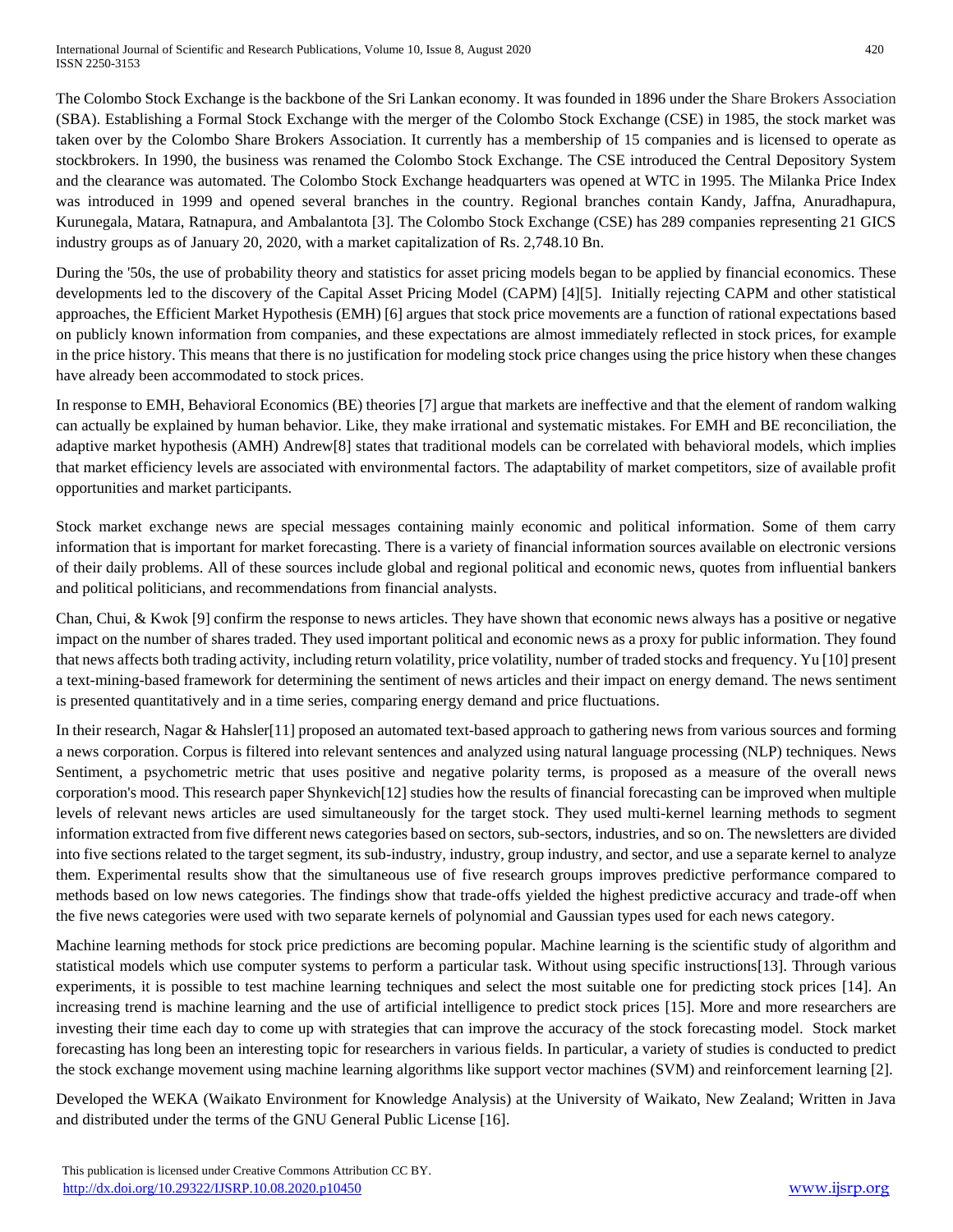The Colombo Stock Exchange is the backbone of the Sri Lankan economy. It was founded in 1896 under the Share Brokers Association (SBA). Establishing a Formal Stock Exchange with the merger of the Colombo Stock Exchange (CSE) in 1985, the stock market was taken over by the Colombo Share Brokers Association. It currently has a membership of 15 companies and is licensed to operate as stockbrokers. In 1990, the business was renamed the Colombo Stock Exchange. The CSE introduced the Central Depository System and the clearance was automated. The Colombo Stock Exchange headquarters was opened at WTC in 1995. The Milanka Price Index was introduced in 1999 and opened several branches in the country. Regional branches contain Kandy, Jaffna, Anuradhapura, Kurunegala, Matara, Ratnapura, and Ambalantota [3]. The Colombo Stock Exchange (CSE) has 289 companies representing 21 GICS industry groups as of January 20, 2020, with a market capitalization of Rs. 2,748.10 Bn.

During the '50s, the use of probability theory and statistics for asset pricing models began to be applied by financial economics. These developments led to the discovery of the Capital Asset Pricing Model (CAPM) [4][5]. Initially rejecting CAPM and other statistical approaches, the Efficient Market Hypothesis (EMH) [6] argues that stock price movements are a function of rational expectations based on publicly known information from companies, and these expectations are almost immediately reflected in stock prices, for example in the price history. This means that there is no justification for modeling stock price changes using the price history when these changes have already been accommodated to stock prices.

In response to EMH, Behavioral Economics (BE) theories [7] argue that markets are ineffective and that the element of random walking can actually be explained by human behavior. Like, they make irrational and systematic mistakes. For EMH and BE reconciliation, the adaptive market hypothesis (AMH) Andrew[8] states that traditional models can be correlated with behavioral models, which implies that market efficiency levels are associated with environmental factors. The adaptability of market competitors, size of available profit opportunities and market participants.

Stock market exchange news are special messages containing mainly economic and political information. Some of them carry information that is important for market forecasting. There is a variety of financial information sources available on electronic versions of their daily problems. All of these sources include global and regional political and economic news, quotes from influential bankers and political politicians, and recommendations from financial analysts.

Chan, Chui, & Kwok [9] confirm the response to news articles. They have shown that economic news always has a positive or negative impact on the number of shares traded. They used important political and economic news as a proxy for public information. They found that news affects both trading activity, including return volatility, price volatility, number of traded stocks and frequency. Yu [10] present a text-mining-based framework for determining the sentiment of news articles and their impact on energy demand. The news sentiment is presented quantitatively and in a time series, comparing energy demand and price fluctuations.

In their research, Nagar & Hahsler[11] proposed an automated text-based approach to gathering news from various sources and forming a news corporation. Corpus is filtered into relevant sentences and analyzed using natural language processing (NLP) techniques. News Sentiment, a psychometric metric that uses positive and negative polarity terms, is proposed as a measure of the overall news corporation's mood. This research paper Shynkevich[12] studies how the results of financial forecasting can be improved when multiple levels of relevant news articles are used simultaneously for the target stock. They used multi-kernel learning methods to segment information extracted from five different news categories based on sectors, sub-sectors, industries, and so on. The newsletters are divided into five sections related to the target segment, its sub-industry, industry, group industry, and sector, and use a separate kernel to analyze them. Experimental results show that the simultaneous use of five research groups improves predictive performance compared to methods based on low news categories. The findings show that trade-offs yielded the highest predictive accuracy and trade-off when the five news categories were used with two separate kernels of polynomial and Gaussian types used for each news category.

Machine learning methods for stock price predictions are becoming popular. Machine learning is the scientific study of algorithm and statistical models which use computer systems to perform a particular task. Without using specific instructions[13]. Through various experiments, it is possible to test machine learning techniques and select the most suitable one for predicting stock prices [14]. An increasing trend is machine learning and the use of artificial intelligence to predict stock prices [15]. More and more researchers are investing their time each day to come up with strategies that can improve the accuracy of the stock forecasting model. Stock market forecasting has long been an interesting topic for researchers in various fields. In particular, a variety of studies is conducted to predict the stock exchange movement using machine learning algorithms like support vector machines (SVM) and reinforcement learning [2].

Developed the WEKA (Waikato Environment for Knowledge Analysis) at the University of Waikato, New Zealand; Written in Java and distributed under the terms of the GNU General Public License [16].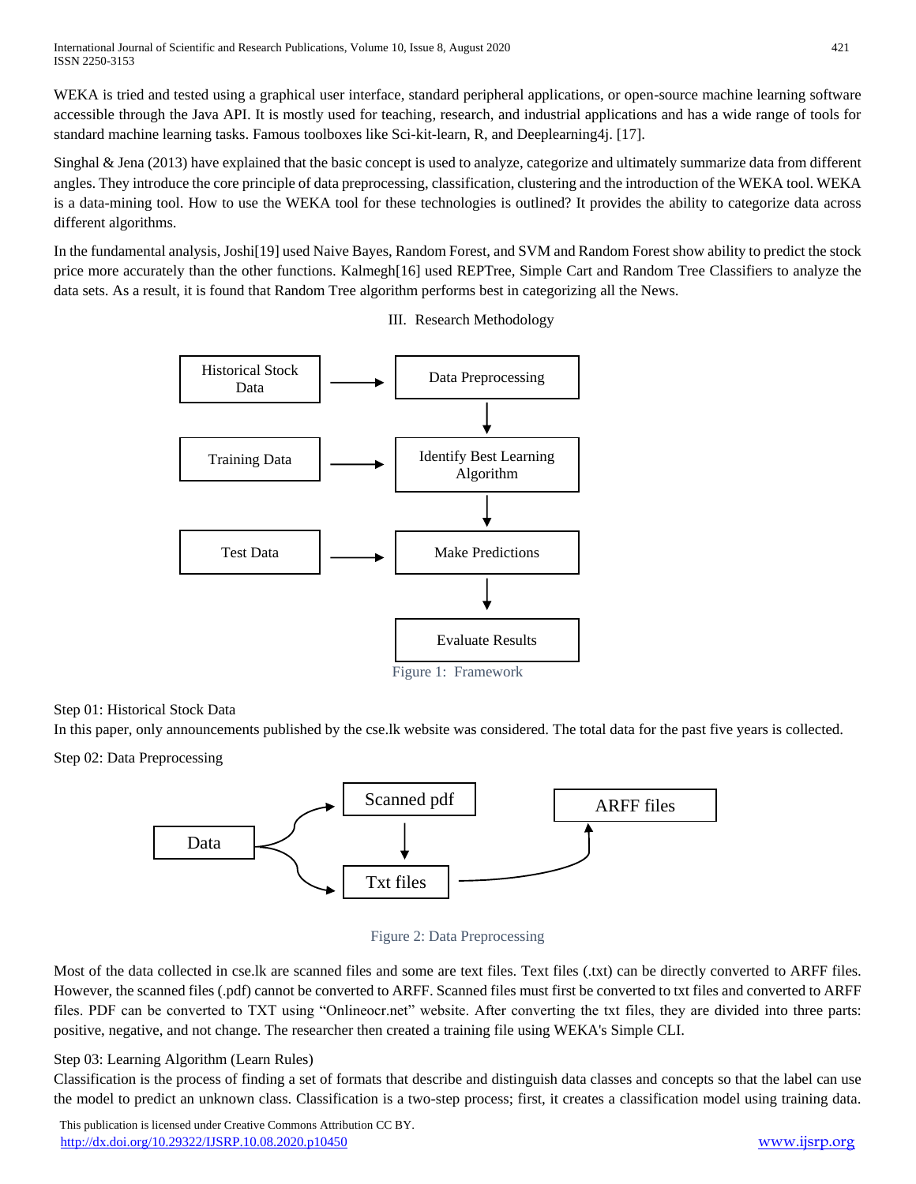WEKA is tried and tested using a graphical user interface, standard peripheral applications, or open-source machine learning software accessible through the Java API. It is mostly used for teaching, research, and industrial applications and has a wide range of tools for standard machine learning tasks. Famous toolboxes like Sci-kit-learn, R, and Deeplearning4j. [17].

Singhal & Jena (2013) have explained that the basic concept is used to analyze, categorize and ultimately summarize data from different angles. They introduce the core principle of data preprocessing, classification, clustering and the introduction of the WEKA tool. WEKA is a data-mining tool. How to use the WEKA tool for these technologies is outlined? It provides the ability to categorize data across different algorithms.

In the fundamental analysis, Joshi[19] used Naive Bayes, Random Forest, and SVM and Random Forest show ability to predict the stock price more accurately than the other functions. Kalmegh[16] used REPTree, Simple Cart and Random Tree Classifiers to analyze the data sets. As a result, it is found that Random Tree algorithm performs best in categorizing all the News.

## III. Research Methodology

Historical Stock Data → Data Preprocessing

Training Data → Identify Best Learning Algorithm

Test Data → Make Predictions

Evaluate Results

Figure 1: Framework

Step 01: Historical Stock Data

In this paper, only announcements published by the cse.lk website was considered. The total data for the past five years is collected.

Step 02: Data Preprocessing

Data → Scanned pdf → Txt files → ARFF files

Figure 2: Data Preprocessing

Most of the data collected in cse.lk are scanned files and some are text files. Text files (.txt) can be directly converted to ARFF files. However, the scanned files (.pdf) cannot be converted to ARFF. Scanned files must first be converted to txt files and converted to ARFF files. PDF can be converted to TXT using "Onlineocr.net" website. After converting the txt files, they are divided into three parts: positive, negative, and not change. The researcher then created a training file using WEKA's Simple CLI.

Step 03: Learning Algorithm (Learn Rules)

Classification is the process of finding a set of formats that describe and distinguish data classes and concepts so that the label can use the model to predict an unknown class. Classification is a two-step process; first, it creates a classification model using training data.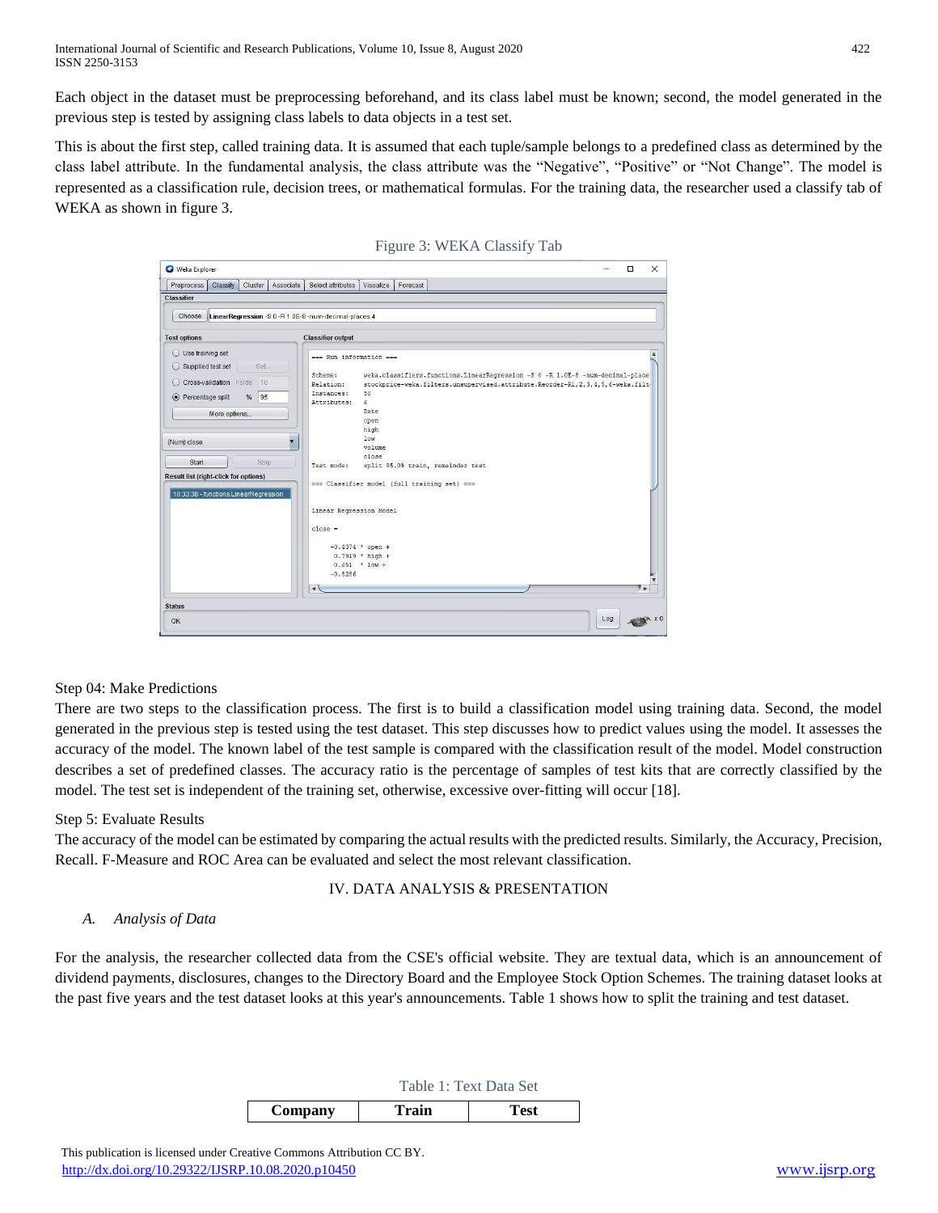Each object in the dataset must be preprocessing beforehand, and its class label must be known; second, the model generated in the previous step is tested by assigning class labels to data objects in a test set.

This is about the first step, called training data. It is assumed that each tuple/sample belongs to a predefined class as determined by the class label attribute. In the fundamental analysis, the class attribute was the "Negative", "Positive" or "Not Change". The model is represented as a classification rule, decision trees, or mathematical formulas. For the training data, the researcher used a classify tab of WEKA as shown in figure 3.

Figure 3: WEKA Classify Tab

Step 04: Make Predictions

There are two steps to the classification process. The first is to build a classification model using training data. Second, the model generated in the previous step is tested using the test dataset. This step discusses how to predict values using the model. It assesses the accuracy of the model. The known label of the test sample is compared with the classification result of the model. Model construction describes a set of predefined classes. The accuracy ratio is the percentage of samples of test kits that are correctly classified by the model. The test set is independent of the training set, otherwise, excessive over-fitting will occur [18].

Step 5: Evaluate Results

The accuracy of the model can be estimated by comparing the actual results with the predicted results. Similarly, the Accuracy, Precision, Recall. F-Measure and ROC Area can be evaluated and select the most relevant classification.

## IV. DATA ANALYSIS & PRESENTATION

### *A. Analysis of Data*

For the analysis, the researcher collected data from the CSE's official website. They are textual data, which is an announcement of dividend payments, disclosures, changes to the Directory Board and the Employee Stock Option Schemes. The training dataset looks at the past five years and the test dataset looks at this year's announcements. Table 1 shows how to split the training and test dataset.

Table 1: Text Data Set

| Company | Train | Test |
|---|---|---|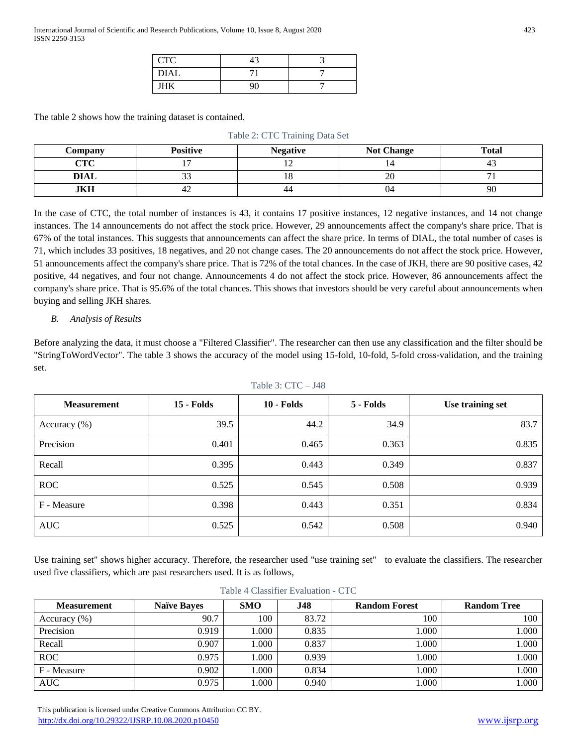| CTC | 43 | 3 |
|---|---|---|
| DIAL | 71 | 7 |
| JHK | 90 | 7 |

The table 2 shows how the training dataset is contained.

Table 2: CTC Training Data Set

| Company | Positive | Negative | Not Change | Total |
|---|---|---|---|---|
| **CTC** | 17 | 12 | 14 | 43 |
| **DIAL** | 33 | 18 | 20 | 71 |
| **JKH** | 42 | 44 | 04 | 90 |

In the case of CTC, the total number of instances is 43, it contains 17 positive instances, 12 negative instances, and 14 not change instances. The 14 announcements do not affect the stock price. However, 29 announcements affect the company's share price. That is 67% of the total instances. This suggests that announcements can affect the share price. In terms of DIAL, the total number of cases is 71, which includes 33 positives, 18 negatives, and 20 not change cases. The 20 announcements do not affect the stock price. However, 51 announcements affect the company's share price. That is 72% of the total chances. In the case of JKH, there are 90 positive cases, 42 positive, 44 negatives, and four not change. Announcements 4 do not affect the stock price. However, 86 announcements affect the company's share price. That is 95.6% of the total chances. This shows that investors should be very careful about announcements when buying and selling JKH shares.

### *B. Analysis of Results*

Before analyzing the data, it must choose a "Filtered Classifier". The researcher can then use any classification and the filter should be "StringToWordVector". The table 3 shows the accuracy of the model using 15-fold, 10-fold, 5-fold cross-validation, and the training set.

Table 3: CTC – J48

| Measurement | 15 - Folds | 10 - Folds | 5 - Folds | Use training set |
|---|---|---|---|---|
| Accuracy (%) | 39.5 | 44.2 | 34.9 | 83.7 |
| Precision | 0.401 | 0.465 | 0.363 | 0.835 |
| Recall | 0.395 | 0.443 | 0.349 | 0.837 |
| ROC | 0.525 | 0.545 | 0.508 | 0.939 |
| F - Measure | 0.398 | 0.443 | 0.351 | 0.834 |
| AUC | 0.525 | 0.542 | 0.508 | 0.940 |

Use training set" shows higher accuracy. Therefore, the researcher used "use training set" to evaluate the classifiers. The researcher used five classifiers, which are past researchers used. It is as follows,

Table 4 Classifier Evaluation - CTC

| Measurement | Naïve Bayes | SMO | J48 | Random Forest | Random Tree |
|---|---|---|---|---|---|
| Accuracy (%) | 90.7 | 100 | 83.72 | 100 | 100 |
| Precision | 0.919 | 1.000 | 0.835 | 1.000 | 1.000 |
| Recall | 0.907 | 1.000 | 0.837 | 1.000 | 1.000 |
| ROC | 0.975 | 1.000 | 0.939 | 1.000 | 1.000 |
| F - Measure | 0.902 | 1.000 | 0.834 | 1.000 | 1.000 |
| AUC | 0.975 | 1.000 | 0.940 | 1.000 | 1.000 |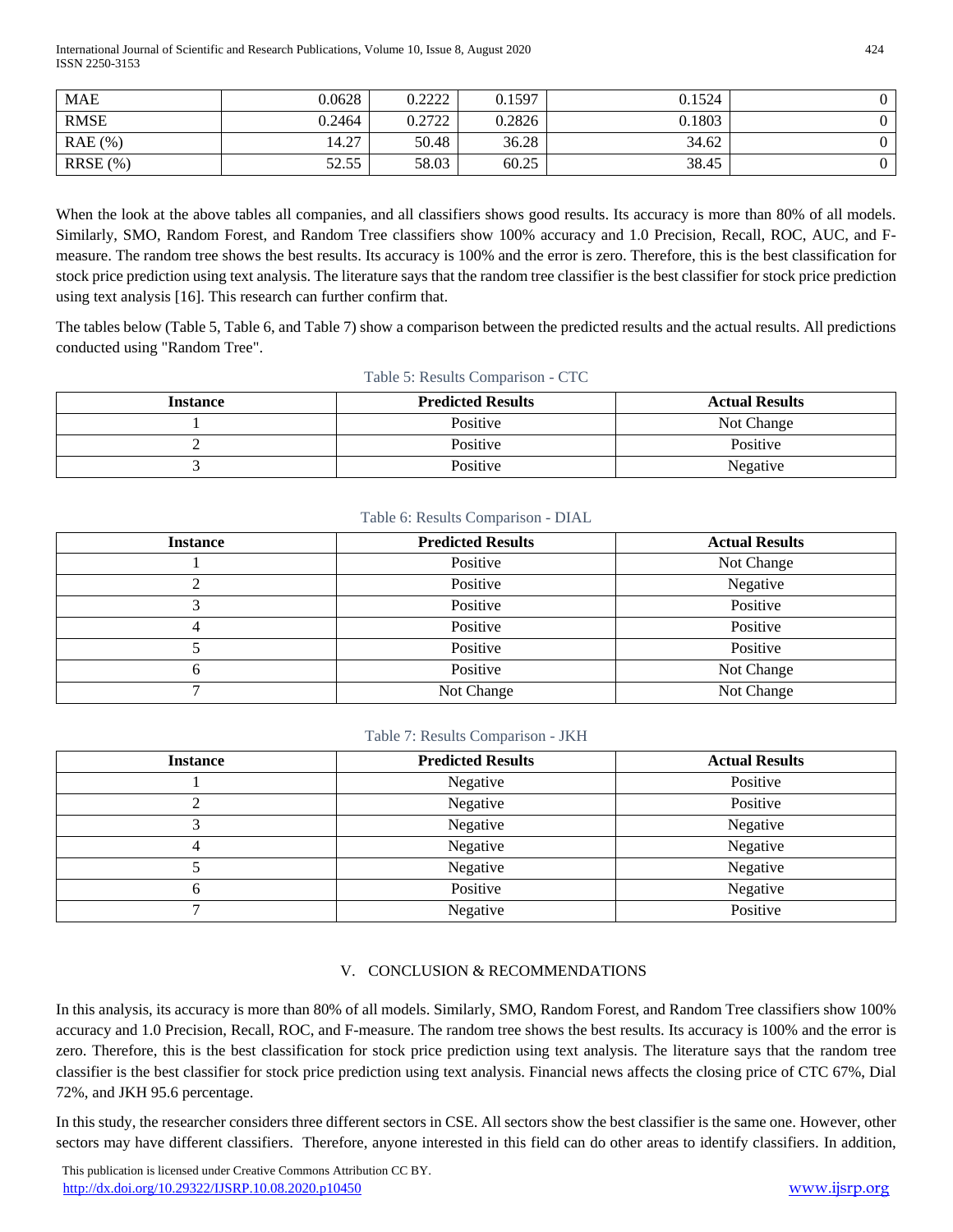| MAE | 0.0628 | 0.2222 | 0.1597 | 0.1524 | 0 |
|---|---|---|---|---|---|
| RMSE | 0.2464 | 0.2722 | 0.2826 | 0.1803 | 0 |
| RAE (%) | 14.27 | 50.48 | 36.28 | 34.62 | 0 |
| RRSE (%) | 52.55 | 58.03 | 60.25 | 38.45 | 0 |

When the look at the above tables all companies, and all classifiers shows good results. Its accuracy is more than 80% of all models. Similarly, SMO, Random Forest, and Random Tree classifiers show 100% accuracy and 1.0 Precision, Recall, ROC, AUC, and F-measure. The random tree shows the best results. Its accuracy is 100% and the error is zero. Therefore, this is the best classification for stock price prediction using text analysis. The literature says that the random tree classifier is the best classifier for stock price prediction using text analysis [16]. This research can further confirm that.

The tables below (Table 5, Table 6, and Table 7) show a comparison between the predicted results and the actual results. All predictions conducted using "Random Tree".

Table 5: Results Comparison - CTC

| Instance | Predicted Results | Actual Results |
|---|---|---|
| 1 | Positive | Not Change |
| 2 | Positive | Positive |
| 3 | Positive | Negative |

Table 6: Results Comparison - DIAL

| Instance | Predicted Results | Actual Results |
|---|---|---|
| 1 | Positive | Not Change |
| 2 | Positive | Negative |
| 3 | Positive | Positive |
| 4 | Positive | Positive |
| 5 | Positive | Positive |
| 6 | Positive | Not Change |
| 7 | Not Change | Not Change |

Table 7: Results Comparison - JKH

| Instance | Predicted Results | Actual Results |
|---|---|---|
| 1 | Negative | Positive |
| 2 | Negative | Positive |
| 3 | Negative | Negative |
| 4 | Negative | Negative |
| 5 | Negative | Negative |
| 6 | Positive | Negative |
| 7 | Negative | Positive |

## V. CONCLUSION & RECOMMENDATIONS

In this analysis, its accuracy is more than 80% of all models. Similarly, SMO, Random Forest, and Random Tree classifiers show 100% accuracy and 1.0 Precision, Recall, ROC, and F-measure. The random tree shows the best results. Its accuracy is 100% and the error is zero. Therefore, this is the best classification for stock price prediction using text analysis. The literature says that the random tree classifier is the best classifier for stock price prediction using text analysis. Financial news affects the closing price of CTC 67%, Dial 72%, and JKH 95.6 percentage.

In this study, the researcher considers three different sectors in CSE. All sectors show the best classifier is the same one. However, other sectors may have different classifiers. Therefore, anyone interested in this field can do other areas to identify classifiers. In addition,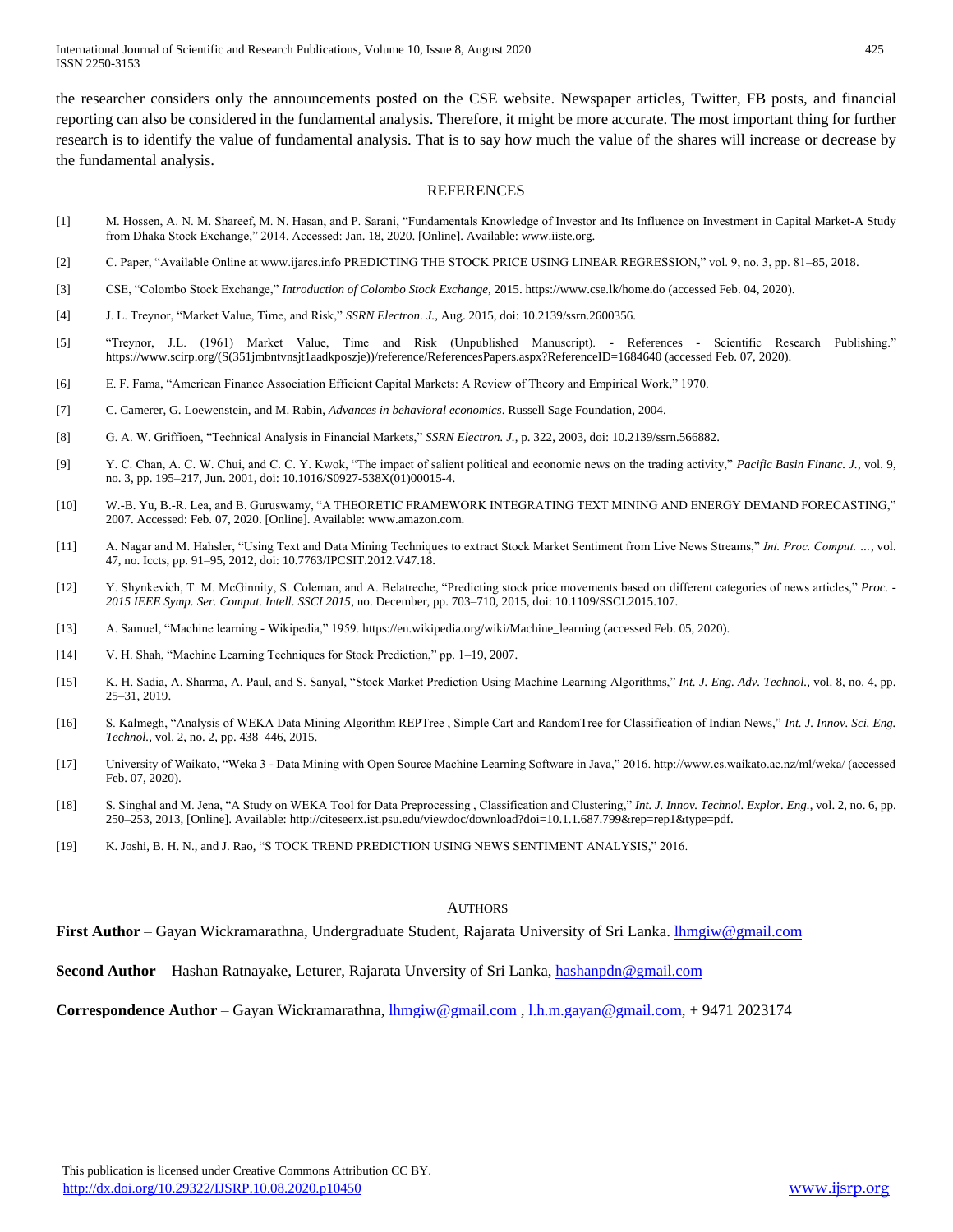the researcher considers only the announcements posted on the CSE website. Newspaper articles, Twitter, FB posts, and financial reporting can also be considered in the fundamental analysis. Therefore, it might be more accurate. The most important thing for further research is to identify the value of fundamental analysis. That is to say how much the value of the shares will increase or decrease by the fundamental analysis.

## REFERENCES

[1] M. Hossen, A. N. M. Shareef, M. N. Hasan, and P. Sarani, "Fundamentals Knowledge of Investor and Its Influence on Investment in Capital Market-A Study from Dhaka Stock Exchange," 2014. Accessed: Jan. 18, 2020. [Online]. Available: www.iiste.org.

[2] C. Paper, "Available Online at www.ijarcs.info PREDICTING THE STOCK PRICE USING LINEAR REGRESSION," vol. 9, no. 3, pp. 81–85, 2018.

[3] CSE, "Colombo Stock Exchange," *Introduction of Colombo Stock Exchange*, 2015. https://www.cse.lk/home.do (accessed Feb. 04, 2020).

[4] J. L. Treynor, "Market Value, Time, and Risk," *SSRN Electron. J.*, Aug. 2015, doi: 10.2139/ssrn.2600356.

[5] "Treynor, J.L. (1961) Market Value, Time and Risk (Unpublished Manuscript). - References - Scientific Research Publishing." https://www.scirp.org/(S(351jmbntvnsjt1aadkposzje))/reference/ReferencesPapers.aspx?ReferenceID=1684640 (accessed Feb. 07, 2020).

[6] E. F. Fama, "American Finance Association Efficient Capital Markets: A Review of Theory and Empirical Work," 1970.

[7] C. Camerer, G. Loewenstein, and M. Rabin, *Advances in behavioral economics*. Russell Sage Foundation, 2004.

[8] G. A. W. Griffioen, "Technical Analysis in Financial Markets," *SSRN Electron. J.*, p. 322, 2003, doi: 10.2139/ssrn.566882.

[9] Y. C. Chan, A. C. W. Chui, and C. C. Y. Kwok, "The impact of salient political and economic news on the trading activity," *Pacific Basin Financ. J.*, vol. 9, no. 3, pp. 195–217, Jun. 2001, doi: 10.1016/S0927-538X(01)00015-4.

[10] W.-B. Yu, B.-R. Lea, and B. Guruswamy, "A THEORETIC FRAMEWORK INTEGRATING TEXT MINING AND ENERGY DEMAND FORECASTING," 2007. Accessed: Feb. 07, 2020. [Online]. Available: www.amazon.com.

[11] A. Nagar and M. Hahsler, "Using Text and Data Mining Techniques to extract Stock Market Sentiment from Live News Streams," *Int. Proc. Comput. …*, vol. 47, no. Iccts, pp. 91–95, 2012, doi: 10.7763/IPCSIT.2012.V47.18.

[12] Y. Shynkevich, T. M. McGinnity, S. Coleman, and A. Belatreche, "Predicting stock price movements based on different categories of news articles," *Proc. - 2015 IEEE Symp. Ser. Comput. Intell. SSCI 2015*, no. December, pp. 703–710, 2015, doi: 10.1109/SSCI.2015.107.

[13] A. Samuel, "Machine learning - Wikipedia," 1959. https://en.wikipedia.org/wiki/Machine_learning (accessed Feb. 05, 2020).

[14] V. H. Shah, "Machine Learning Techniques for Stock Prediction," pp. 1–19, 2007.

[15] K. H. Sadia, A. Sharma, A. Paul, and S. Sanyal, "Stock Market Prediction Using Machine Learning Algorithms," *Int. J. Eng. Adv. Technol.*, vol. 8, no. 4, pp. 25–31, 2019.

[16] S. Kalmegh, "Analysis of WEKA Data Mining Algorithm REPTree , Simple Cart and RandomTree for Classification of Indian News," *Int. J. Innov. Sci. Eng. Technol.*, vol. 2, no. 2, pp. 438–446, 2015.

[17] University of Waikato, "Weka 3 - Data Mining with Open Source Machine Learning Software in Java," 2016. http://www.cs.waikato.ac.nz/ml/weka/ (accessed Feb. 07, 2020).

[18] S. Singhal and M. Jena, "A Study on WEKA Tool for Data Preprocessing , Classification and Clustering," *Int. J. Innov. Technol. Explor. Eng.*, vol. 2, no. 6, pp. 250–253, 2013, [Online]. Available: http://citeseerx.ist.psu.edu/viewdoc/download?doi=10.1.1.687.799&rep=rep1&type=pdf.

[19] K. Joshi, B. H. N., and J. Rao, "S TOCK TREND PREDICTION USING NEWS SENTIMENT ANALYSIS," 2016.

## AUTHORS

**First Author** – Gayan Wickramarathna, Undergraduate Student, Rajarata University of Sri Lanka. lhmgiw@gmail.com

**Second Author** – Hashan Ratnayake, Leturer, Rajarata Unversity of Sri Lanka, hashanpdn@gmail.com

**Correspondence Author** – Gayan Wickramarathna, lhmgiw@gmail.com , l.h.m.gayan@gmail.com, + 9471 2023174

This publication is licensed under Creative Commons Attribution CC BY.
http://dx.doi.org/10.29322/IJSRP.10.08.2020.p10450